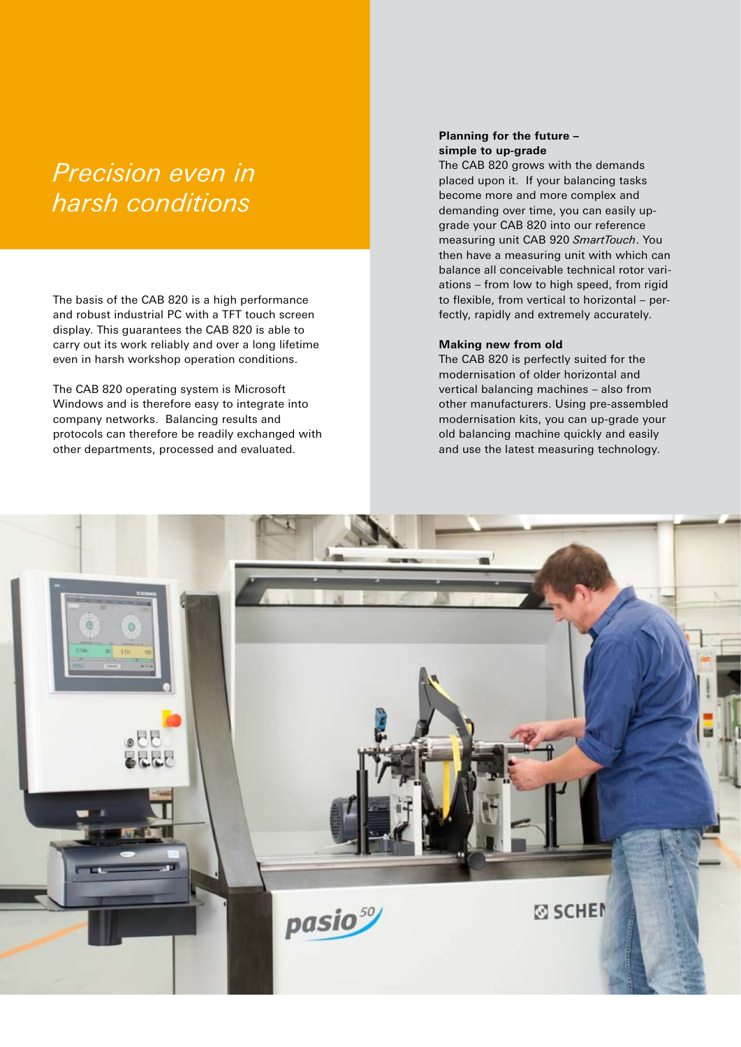# *Precision even in harsh conditions*

The basis of the CAB 820 is a high performance and robust industrial PC with a TFT touch screen display. This guarantees the CAB 820 is able to carry out its work reliably and over a long lifetime even in harsh workshop operation conditions.

The CAB 820 operating system is Microsoft Windows and is therefore easy to integrate into company networks. Balancing results and protocols can therefore be readily exchanged with other departments, processed and evaluated.

**Planning for the future – simple to up-grade**

The CAB 820 grows with the demands placed upon it. If your balancing tasks become more and more complex and demanding over time, you can easily up-grade your CAB 820 into our reference measuring unit CAB 920 *SmartTouch*. You then have a measuring unit with which can balance all conceivable technical rotor variations – from low to high speed, from rigid to flexible, from vertical to horizontal – perfectly, rapidly and extremely accurately.

**Making new from old**

The CAB 820 is perfectly suited for the modernisation of older horizontal and vertical balancing machines – also from other manufacturers. Using pre-assembled modernisation kits, you can up-grade your old balancing machine quickly and easily and use the latest measuring technology.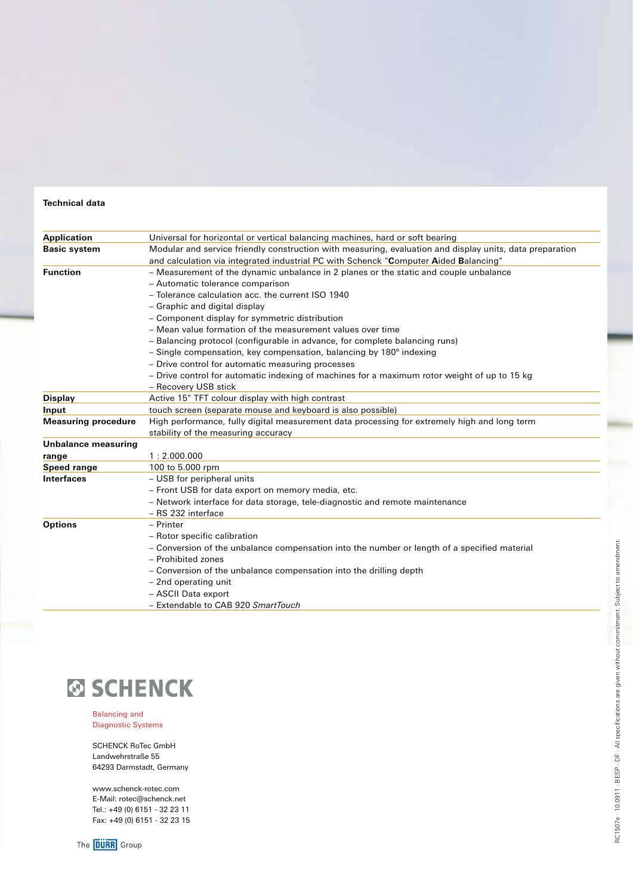## Technical data

| | |
|---|---|
| **Application** | Universal for horizontal or vertical balancing machines, hard or soft bearing |
| **Basic system** | Modular and service friendly construction with measuring, evaluation and display units, data preparation and calculation via integrated industrial PC with Schenck "**C**omputer **A**ided **B**alancing" |
| **Function** | – Measurement of the dynamic unbalance in 2 planes or the static and couple unbalance<br>– Automatic tolerance comparison<br>– Tolerance calculation acc. the current ISO 1940<br>– Graphic and digital display<br>– Component display for symmetric distribution<br>– Mean value formation of the measurement values over time<br>– Balancing protocol (configurable in advance, for complete balancing runs)<br>– Single compensation, key compensation, balancing by 180° indexing<br>– Drive control for automatic measuring processes<br>– Drive control for automatic indexing of machines for a maximum rotor weight of up to 15 kg<br>– Recovery USB stick |
| **Display** | Active 15" TFT colour display with high contrast |
| **Input** | touch screen (separate mouse and keyboard is also possible) |
| **Measuring procedure** | High performance, fully digital measurement data processing for extremely high and long term stability of the measuring accuracy |
| **Unbalance measuring range** | 1 : 2.000.000 |
| **Speed range** | 100 to 5.000 rpm |
| **Interfaces** | – USB for peripheral units<br>– Front USB for data export on memory media, etc.<br>– Network interface for data storage, tele-diagnostic and remote maintenance<br>– RS 232 interface |
| **Options** | – Printer<br>– Rotor specific calibration<br>– Conversion of the unbalance compensation into the number or length of a specified material<br>– Prohibited zones<br>– Conversion of the unbalance compensation into the drilling depth<br>– 2nd operating unit<br>– ASCII Data export<br>– Extendable to CAB 920 *SmartTouch* |

**SCHENCK**

Balancing and
Diagnostic Systems

SCHENCK RoTec GmbH
Landwehrstraße 55
64293 Darmstadt, Germany

www.schenck-rotec.com
E-Mail: rotec@schenck.net
Tel.: +49 (0) 6151 - 32 23 11
Fax: +49 (0) 6151 - 32 23 15

The DÜRR Group

RC1507e · 10.0911 · BESP · DF · All specifications are given without commitment. Subject to amendment.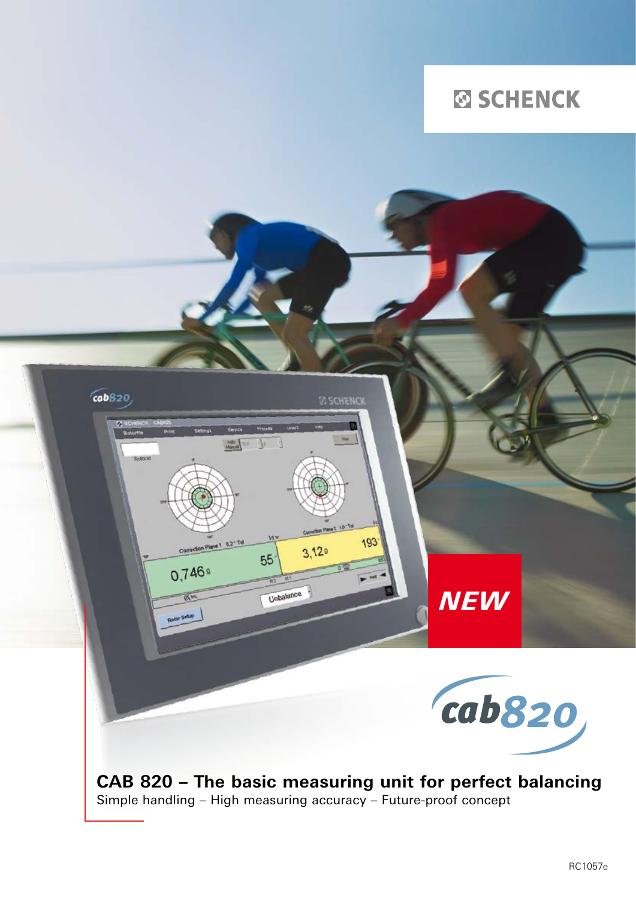SCHENCK

NEW

cab820

# CAB 820 – The basic measuring unit for perfect balancing

Simple handling – High measuring accuracy – Future-proof concept

RC1057e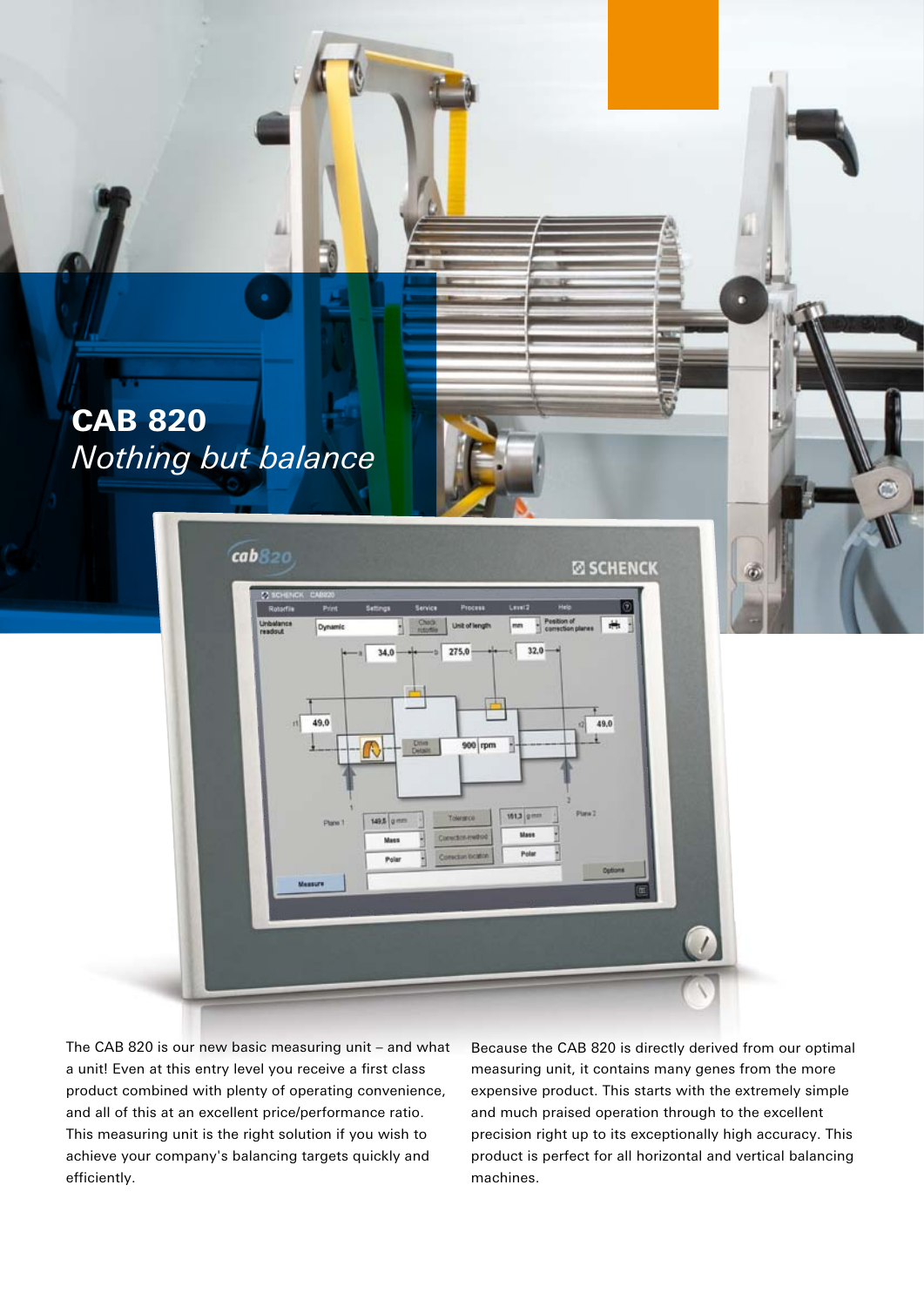# CAB 820

*Nothing but balance*

The CAB 820 is our new basic measuring unit – and what a unit! Even at this entry level you receive a first class product combined with plenty of operating convenience, and all of this at an excellent price/performance ratio. This measuring unit is the right solution if you wish to achieve your company's balancing targets quickly and efficiently.

Because the CAB 820 is directly derived from our optimal measuring unit, it contains many genes from the more expensive product. This starts with the extremely simple and much praised operation through to the excellent precision right up to its exceptionally high accuracy. This product is perfect for all horizontal and vertical balancing machines.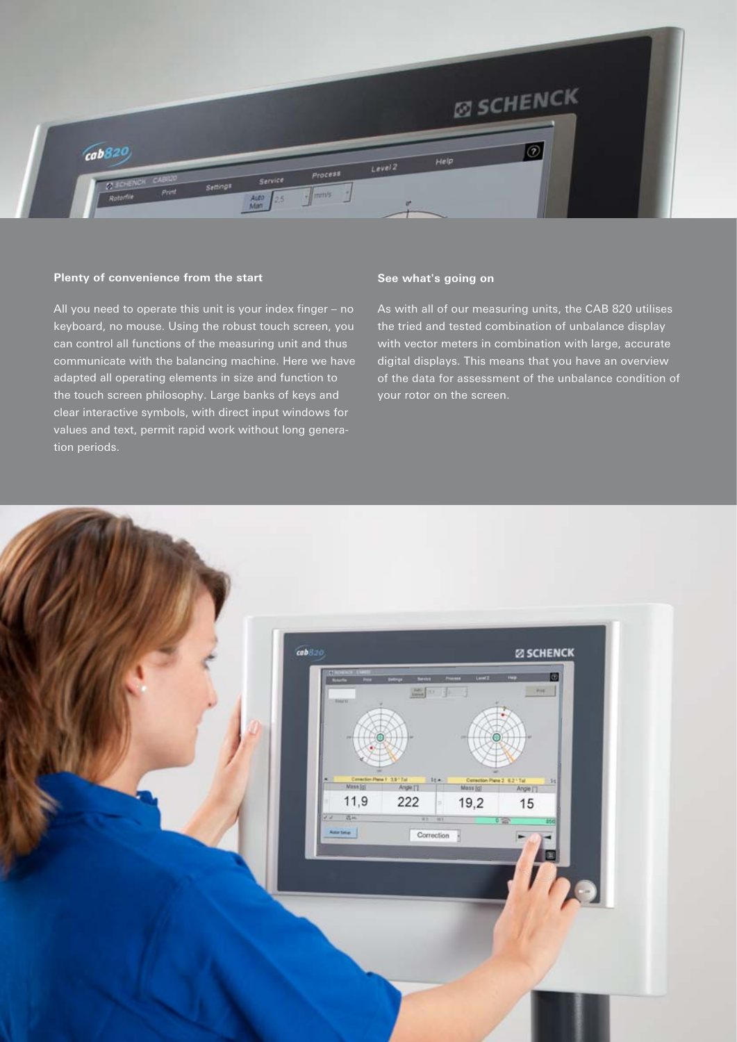### Plenty of convenience from the start

All you need to operate this unit is your index finger – no keyboard, no mouse. Using the robust touch screen, you can control all functions of the measuring unit and thus communicate with the balancing machine. Here we have adapted all operating elements in size and function to the touch screen philosophy. Large banks of keys and clear interactive symbols, with direct input windows for values and text, permit rapid work without long generation periods.

### See what's going on

As with all of our measuring units, the CAB 820 utilises the tried and tested combination of unbalance display with vector meters in combination with large, accurate digital displays. This means that you have an overview of the data for assessment of the unbalance condition of your rotor on the screen.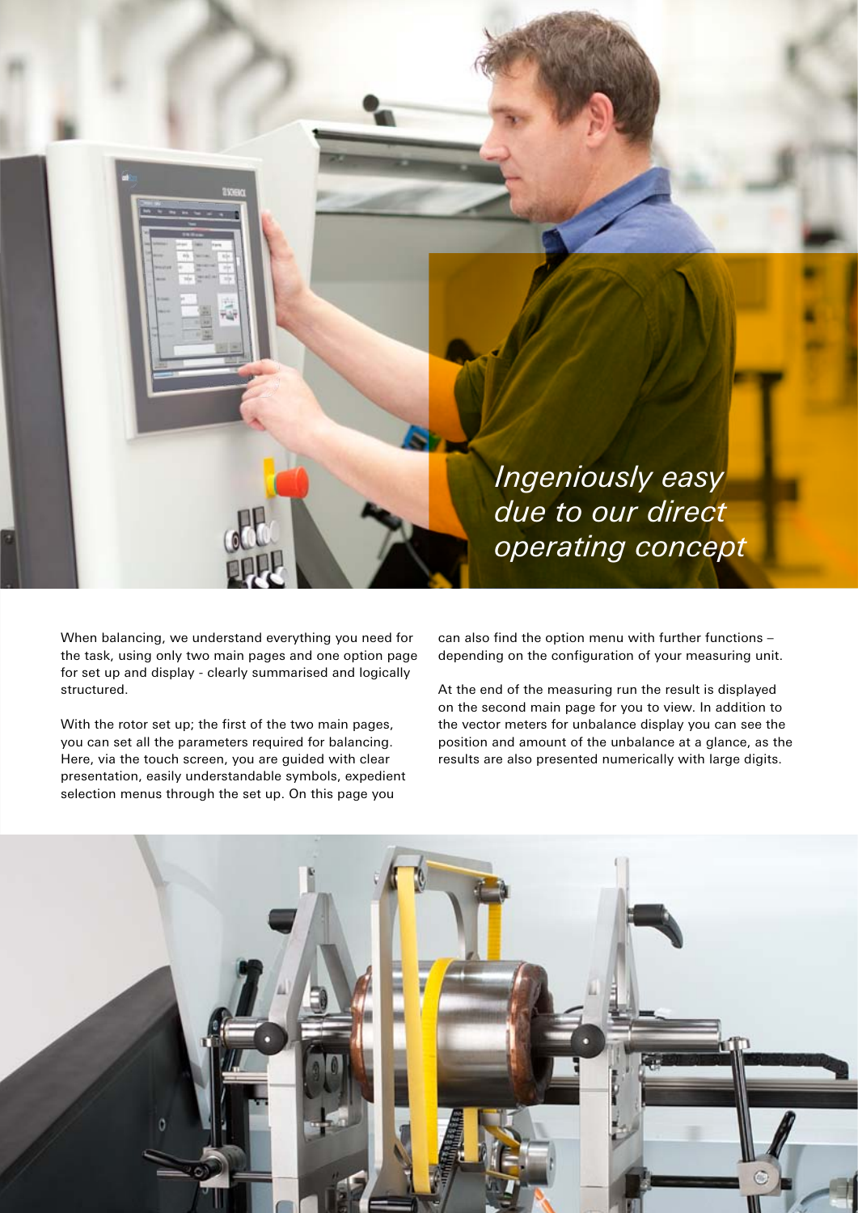## *Ingeniously easy due to our direct operating concept*

When balancing, we understand everything you need for the task, using only two main pages and one option page for set up and display - clearly summarised and logically structured.

With the rotor set up; the first of the two main pages, you can set all the parameters required for balancing. Here, via the touch screen, you are guided with clear presentation, easily understandable symbols, expedient selection menus through the set up. On this page you can also find the option menu with further functions – depending on the configuration of your measuring unit.

At the end of the measuring run the result is displayed on the second main page for you to view. In addition to the vector meters for unbalance display you can see the position and amount of the unbalance at a glance, as the results are also presented numerically with large digits.